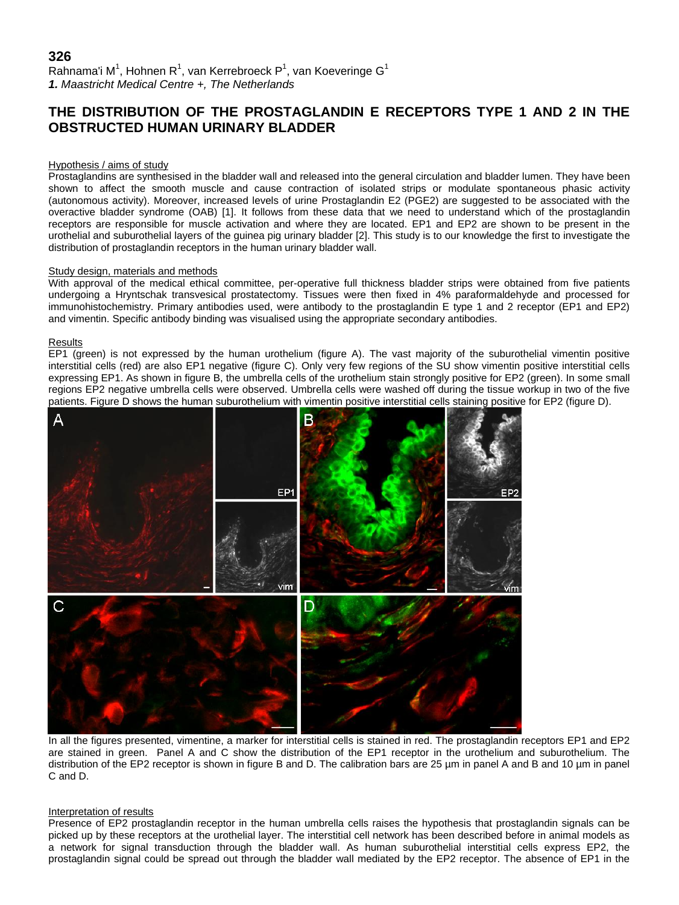**326**

Rahnama'i M[1], Hohnen R[1], van Kerrebroeck P[1], van Koeveringe G[1]

***1.** Maastricht Medical Centre +, The Netherlands*

## THE DISTRIBUTION OF THE PROSTAGLANDIN E RECEPTORS TYPE 1 AND 2 IN THE OBSTRUCTED HUMAN URINARY BLADDER

<u>Hypothesis / aims of study</u>

Prostaglandins are synthesised in the bladder wall and released into the general circulation and bladder lumen. They have been shown to affect the smooth muscle and cause contraction of isolated strips or modulate spontaneous phasic activity (autonomous activity). Moreover, increased levels of urine Prostaglandin E2 (PGE2) are suggested to be associated with the overactive bladder syndrome (OAB) [1]. It follows from these data that we need to understand which of the prostaglandin receptors are responsible for muscle activation and where they are located. EP1 and EP2 are shown to be present in the urothelial and suburothelial layers of the guinea pig urinary bladder [2]. This study is to our knowledge the first to investigate the distribution of prostaglandin receptors in the human urinary bladder wall.

<u>Study design, materials and methods</u>

With approval of the medical ethical committee, per-operative full thickness bladder strips were obtained from five patients undergoing a Hryntschak transvesical prostatectomy. Tissues were then fixed in 4% paraformaldehyde and processed for immunohistochemistry. Primary antibodies used, were antibody to the prostaglandin E type 1 and 2 receptor (EP1 and EP2) and vimentin. Specific antibody binding was visualised using the appropriate secondary antibodies.

<u>Results</u>

EP1 (green) is not expressed by the human urothelium (figure A). The vast majority of the suburothelial vimentin positive interstitial cells (red) are also EP1 negative (figure C). Only very few regions of the SU show vimentin positive interstitial cells expressing EP1. As shown in figure B, the umbrella cells of the urothelium stain strongly positive for EP2 (green). In some small regions EP2 negative umbrella cells were observed. Umbrella cells were washed off during the tissue workup in two of the five patients. Figure D shows the human suburothelium with vimentin positive interstitial cells staining positive for EP2 (figure D).

In all the figures presented, vimentine, a marker for interstitial cells is stained in red. The prostaglandin receptors EP1 and EP2 are stained in green. Panel A and C show the distribution of the EP1 receptor in the urothelium and suburothelium. The distribution of the EP2 receptor is shown in figure B and D. The calibration bars are 25 µm in panel A and B and 10 µm in panel C and D.

<u>Interpretation of results</u>

Presence of EP2 prostaglandin receptor in the human umbrella cells raises the hypothesis that prostaglandin signals can be picked up by these receptors at the urothelial layer. The interstitial cell network has been described before in animal models as a network for signal transduction through the bladder wall. As human suburothelial interstitial cells express EP2, the prostaglandin signal could be spread out through the bladder wall mediated by the EP2 receptor. The absence of EP1 in the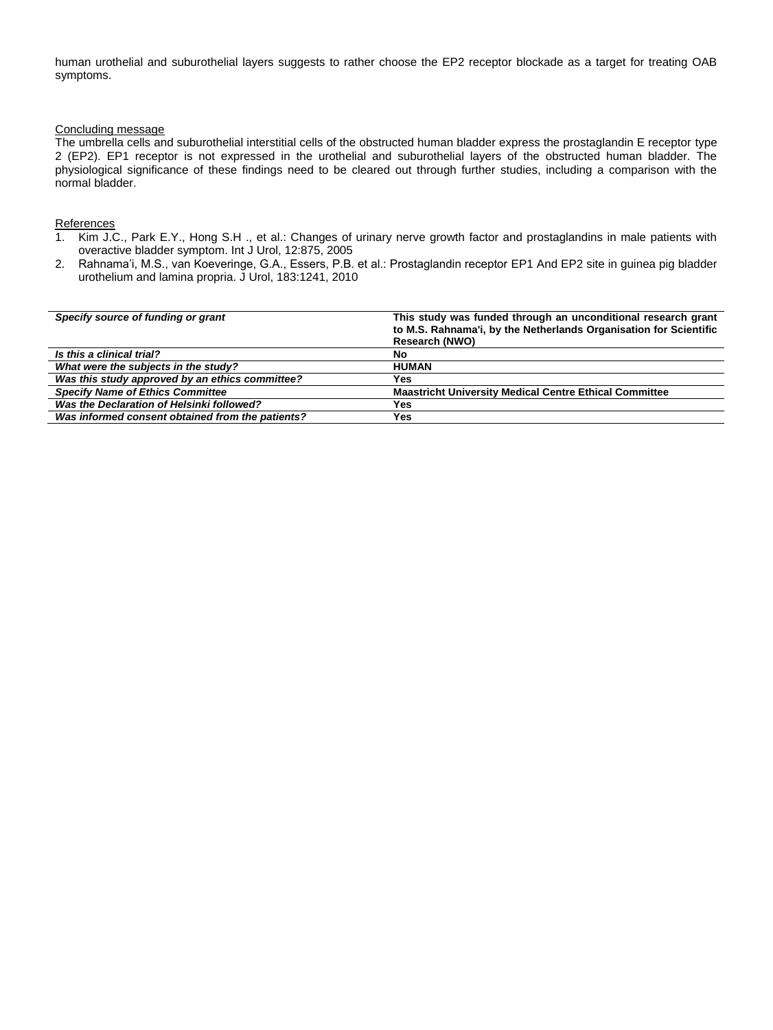human urothelial and suburothelial layers suggests to rather choose the EP2 receptor blockade as a target for treating OAB symptoms.

Concluding message

The umbrella cells and suburothelial interstitial cells of the obstructed human bladder express the prostaglandin E receptor type 2 (EP2). EP1 receptor is not expressed in the urothelial and suburothelial layers of the obstructed human bladder. The physiological significance of these findings need to be cleared out through further studies, including a comparison with the normal bladder.

References

1. Kim J.C., Park E.Y., Hong S.H ., et al.: Changes of urinary nerve growth factor and prostaglandins in male patients with overactive bladder symptom. Int J Urol, 12:875, 2005
2. Rahnama'i, M.S., van Koeveringe, G.A., Essers, P.B. et al.: Prostaglandin receptor EP1 And EP2 site in guinea pig bladder urothelium and lamina propria. J Urol, 183:1241, 2010

| | |
|---|---|
| ***Specify source of funding or grant*** | **This study was funded through an unconditional research grant to M.S. Rahnama'i, by the Netherlands Organisation for Scientific Research (NWO)** |
| ***Is this a clinical trial?*** | **No** |
| ***What were the subjects in the study?*** | **HUMAN** |
| ***Was this study approved by an ethics committee?*** | **Yes** |
| ***Specify Name of Ethics Committee*** | **Maastricht University Medical Centre Ethical Committee** |
| ***Was the Declaration of Helsinki followed?*** | **Yes** |
| ***Was informed consent obtained from the patients?*** | **Yes** |